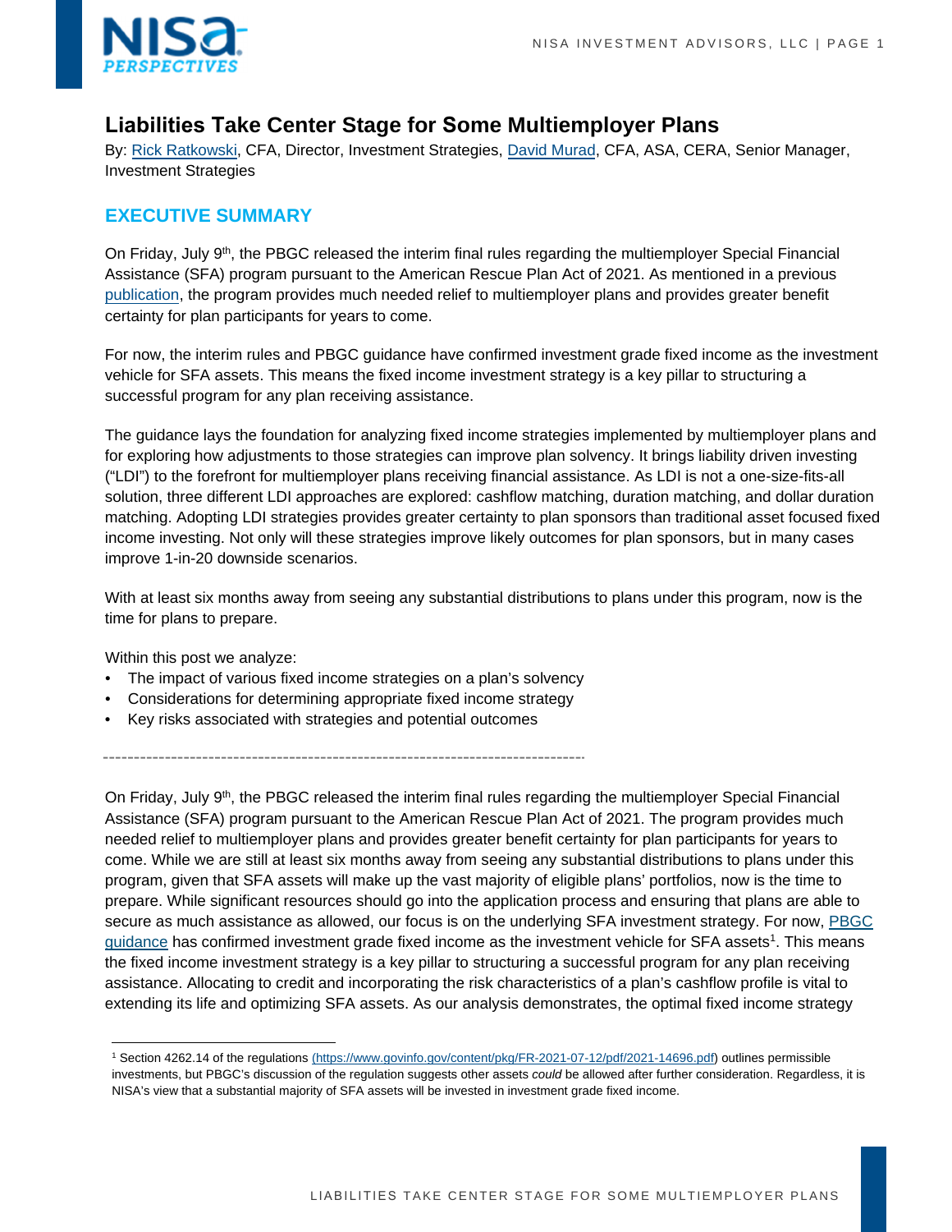# Liabilities Take Center Stage for Some Multiemployer Plans

By: Rick Ratkowski, CFA, Director, Investment Strategies, David Murad, CFA, ASA, CERA, Senior Manager, Investment Strategies

## EXECUTIVE SUMMARY

On Friday, July 9th, the PBGC released the interim final rules regarding the multiemployer Special Financial Assistance (SFA) program pursuant to the American Rescue Plan Act of 2021. As mentioned in a previous publication, the program provides much needed relief to multiemployer plans and provides greater benefit certainty for plan participants for years to come.

For now, the interim rules and PBGC guidance have confirmed investment grade fixed income as the investment vehicle for SFA assets. This means the fixed income investment strategy is a key pillar to structuring a successful program for any plan receiving assistance.

The guidance lays the foundation for analyzing fixed income strategies implemented by multiemployer plans and for exploring how adjustments to those strategies can improve plan solvency. It brings liability driven investing ("LDI") to the forefront for multiemployer plans receiving financial assistance. As LDI is not a one-size-fits-all solution, three different LDI approaches are explored: cashflow matching, duration matching, and dollar duration matching. Adopting LDI strategies provides greater certainty to plan sponsors than traditional asset focused fixed income investing. Not only will these strategies improve likely outcomes for plan sponsors, but in many cases improve 1-in-20 downside scenarios.

With at least six months away from seeing any substantial distributions to plans under this program, now is the time for plans to prepare.

Within this post we analyze:

- The impact of various fixed income strategies on a plan's solvency
- Considerations for determining appropriate fixed income strategy
- Key risks associated with strategies and potential outcomes

---

On Friday, July 9th, the PBGC released the interim final rules regarding the multiemployer Special Financial Assistance (SFA) program pursuant to the American Rescue Plan Act of 2021. The program provides much needed relief to multiemployer plans and provides greater benefit certainty for plan participants for years to come. While we are still at least six months away from seeing any substantial distributions to plans under this program, given that SFA assets will make up the vast majority of eligible plans' portfolios, now is the time to prepare. While significant resources should go into the application process and ensuring that plans are able to secure as much assistance as allowed, our focus is on the underlying SFA investment strategy. For now, PBGC guidance has confirmed investment grade fixed income as the investment vehicle for SFA assets[1]. This means the fixed income investment strategy is a key pillar to structuring a successful program for any plan receiving assistance. Allocating to credit and incorporating the risk characteristics of a plan's cashflow profile is vital to extending its life and optimizing SFA assets. As our analysis demonstrates, the optimal fixed income strategy

[1] Section 4262.14 of the regulations (https://www.govinfo.gov/content/pkg/FR-2021-07-12/pdf/2021-14696.pdf) outlines permissible investments, but PBGC's discussion of the regulation suggests other assets *could* be allowed after further consideration. Regardless, it is NISA's view that a substantial majority of SFA assets will be invested in investment grade fixed income.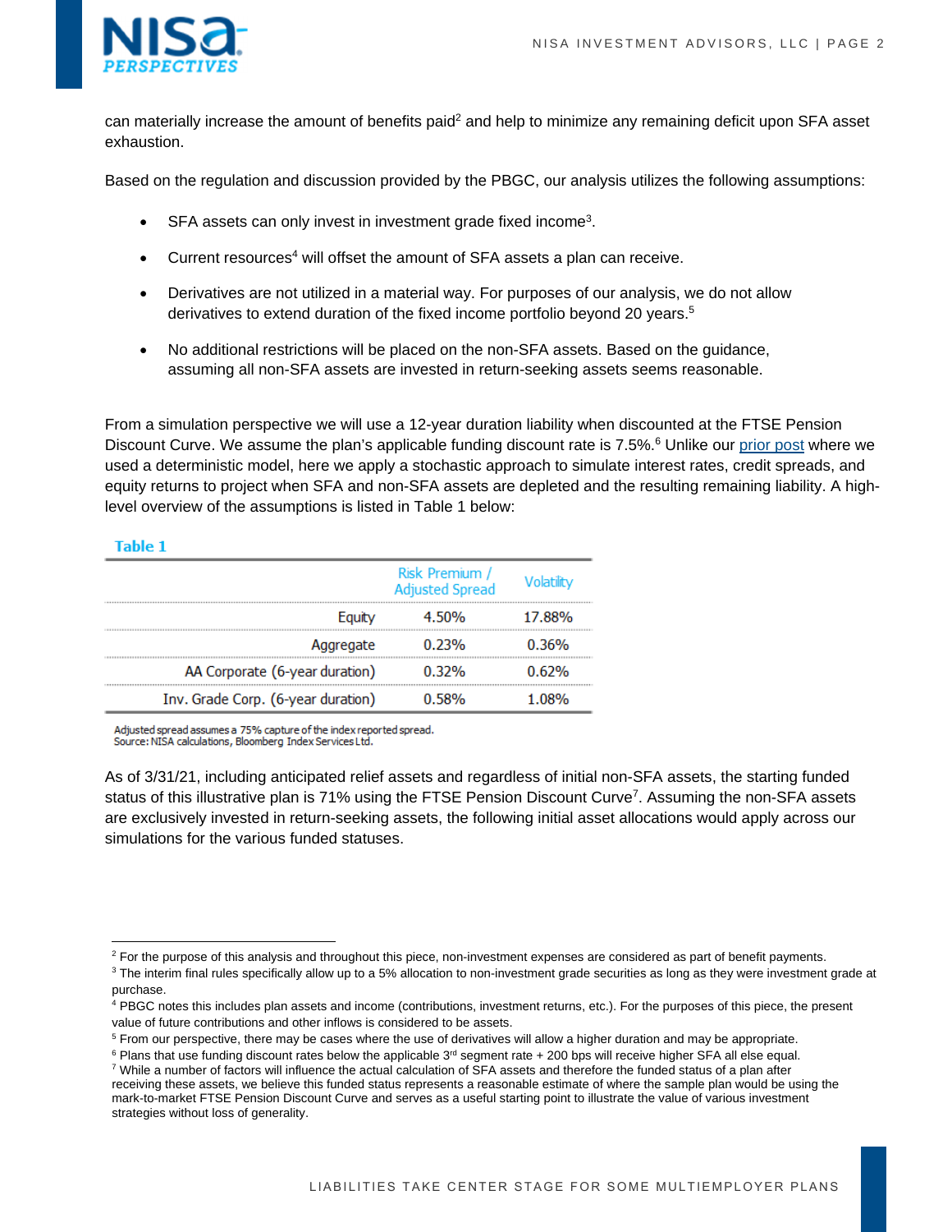can materially increase the amount of benefits paid[2] and help to minimize any remaining deficit upon SFA asset exhaustion.

Based on the regulation and discussion provided by the PBGC, our analysis utilizes the following assumptions:

- SFA assets can only invest in investment grade fixed income[3].
- Current resources[4] will offset the amount of SFA assets a plan can receive.
- Derivatives are not utilized in a material way. For purposes of our analysis, we do not allow derivatives to extend duration of the fixed income portfolio beyond 20 years.[5]
- No additional restrictions will be placed on the non-SFA assets. Based on the guidance, assuming all non-SFA assets are invested in return-seeking assets seems reasonable.

From a simulation perspective we will use a 12-year duration liability when discounted at the FTSE Pension Discount Curve. We assume the plan's applicable funding discount rate is 7.5%.[6] Unlike our prior post where we used a deterministic model, here we apply a stochastic approach to simulate interest rates, credit spreads, and equity returns to project when SFA and non-SFA assets are depleted and the resulting remaining liability. A high-level overview of the assumptions is listed in Table 1 below:

**Table 1**

| | Risk Premium / Adjusted Spread | Volatility |
|---|---|---|
| Equity | 4.50% | 17.88% |
| Aggregate | 0.23% | 0.36% |
| AA Corporate (6-year duration) | 0.32% | 0.62% |
| Inv. Grade Corp. (6-year duration) | 0.58% | 1.08% |

Adjusted spread assumes a 75% capture of the index reported spread.
Source: NISA calculations, Bloomberg Index Services Ltd.

As of 3/31/21, including anticipated relief assets and regardless of initial non-SFA assets, the starting funded status of this illustrative plan is 71% using the FTSE Pension Discount Curve[7]. Assuming the non-SFA assets are exclusively invested in return-seeking assets, the following initial asset allocations would apply across our simulations for the various funded statuses.

---

[2] For the purpose of this analysis and throughout this piece, non-investment expenses are considered as part of benefit payments.

[3] The interim final rules specifically allow up to a 5% allocation to non-investment grade securities as long as they were investment grade at purchase.

[4] PBGC notes this includes plan assets and income (contributions, investment returns, etc.). For the purposes of this piece, the present value of future contributions and other inflows is considered to be assets.

[5] From our perspective, there may be cases where the use of derivatives will allow a higher duration and may be appropriate.

[6] Plans that use funding discount rates below the applicable 3rd segment rate + 200 bps will receive higher SFA all else equal.

[7] While a number of factors will influence the actual calculation of SFA assets and therefore the funded status of a plan after receiving these assets, we believe this funded status represents a reasonable estimate of where the sample plan would be using the mark-to-market FTSE Pension Discount Curve and serves as a useful starting point to illustrate the value of various investment strategies without loss of generality.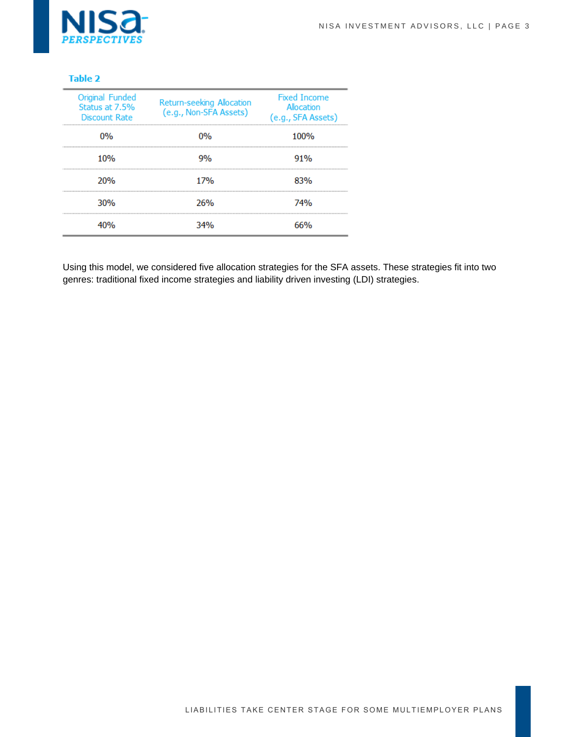**Table 2**

| Original Funded Status at 7.5% Discount Rate | Return-seeking Allocation (e.g., Non-SFA Assets) | Fixed Income Allocation (e.g., SFA Assets) |
|---|---|---|
| 0% | 0% | 100% |
| 10% | 9% | 91% |
| 20% | 17% | 83% |
| 30% | 26% | 74% |
| 40% | 34% | 66% |

Using this model, we considered five allocation strategies for the SFA assets. These strategies fit into two genres: traditional fixed income strategies and liability driven investing (LDI) strategies.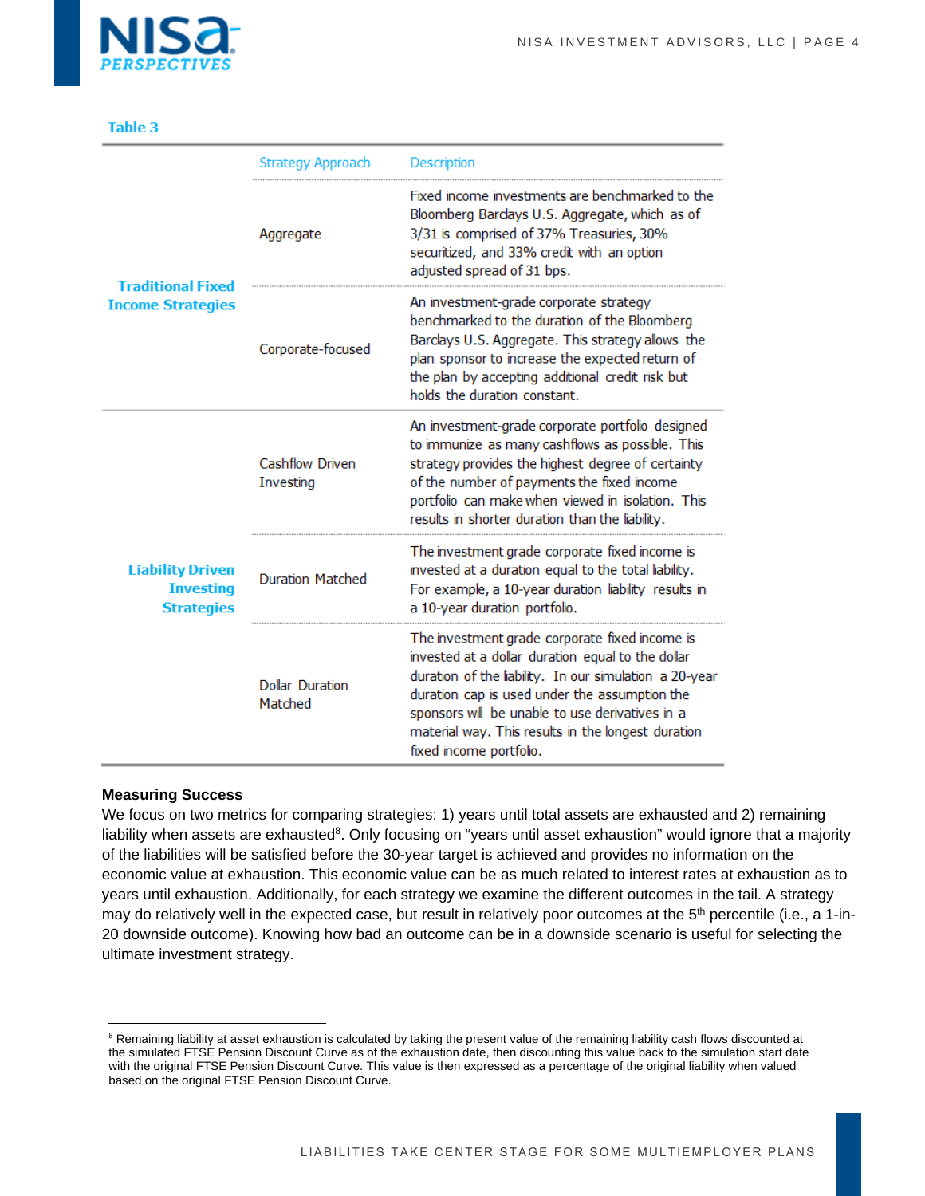**Table 3**

| | Strategy Approach | Description |
|---|---|---|
| **Traditional Fixed Income Strategies** | Aggregate | Fixed income investments are benchmarked to the Bloomberg Barclays U.S. Aggregate, which as of 3/31 is comprised of 37% Treasuries, 30% securitized, and 33% credit with an option adjusted spread of 31 bps. |
| | Corporate-focused | An investment-grade corporate strategy benchmarked to the duration of the Bloomberg Barclays U.S. Aggregate. This strategy allows the plan sponsor to increase the expected return of the plan by accepting additional credit risk but holds the duration constant. |
| **Liability Driven Investing Strategies** | Cashflow Driven Investing | An investment-grade corporate portfolio designed to immunize as many cashflows as possible. This strategy provides the highest degree of certainty of the number of payments the fixed income portfolio can make when viewed in isolation. This results in shorter duration than the liability. |
| | Duration Matched | The investment grade corporate fixed income is invested at a duration equal to the total liability. For example, a 10-year duration liability results in a 10-year duration portfolio. |
| | Dollar Duration Matched | The investment grade corporate fixed income is invested at a dollar duration equal to the dollar duration of the liability. In our simulation a 20-year duration cap is used under the assumption the sponsors will be unable to use derivatives in a material way. This results in the longest duration fixed income portfolio. |

**Measuring Success**

We focus on two metrics for comparing strategies: 1) years until total assets are exhausted and 2) remaining liability when assets are exhausted[8]. Only focusing on "years until asset exhaustion" would ignore that a majority of the liabilities will be satisfied before the 30-year target is achieved and provides no information on the economic value at exhaustion. This economic value can be as much related to interest rates at exhaustion as to years until exhaustion. Additionally, for each strategy we examine the different outcomes in the tail. A strategy may do relatively well in the expected case, but result in relatively poor outcomes at the 5th percentile (i.e., a 1-in-20 downside outcome). Knowing how bad an outcome can be in a downside scenario is useful for selecting the ultimate investment strategy.

---

[8] Remaining liability at asset exhaustion is calculated by taking the present value of the remaining liability cash flows discounted at the simulated FTSE Pension Discount Curve as of the exhaustion date, then discounting this value back to the simulation start date with the original FTSE Pension Discount Curve. This value is then expressed as a percentage of the original liability when valued based on the original FTSE Pension Discount Curve.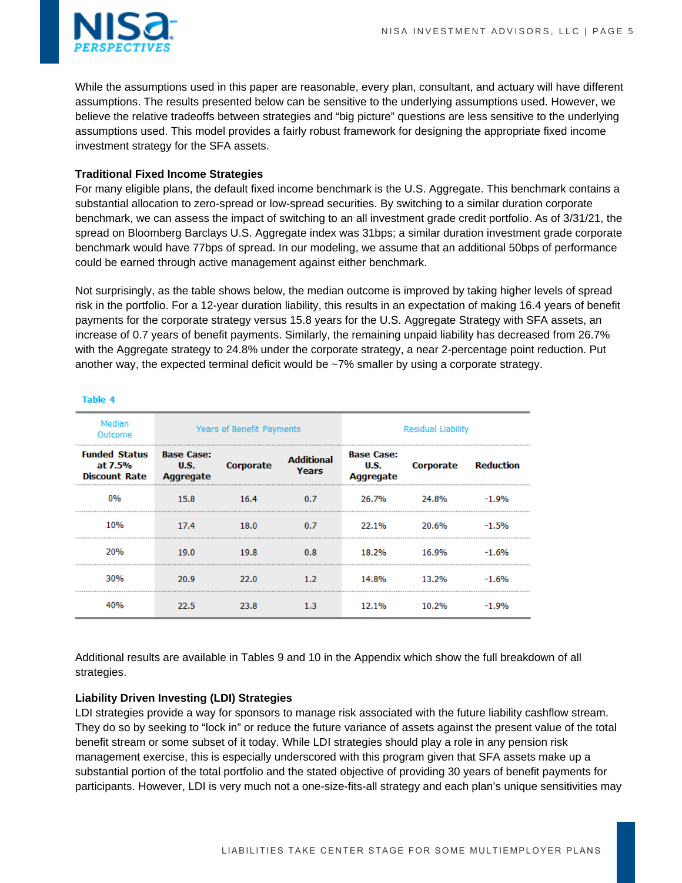While the assumptions used in this paper are reasonable, every plan, consultant, and actuary will have different assumptions. The results presented below can be sensitive to the underlying assumptions used. However, we believe the relative tradeoffs between strategies and "big picture" questions are less sensitive to the underlying assumptions used. This model provides a fairly robust framework for designing the appropriate fixed income investment strategy for the SFA assets.

**Traditional Fixed Income Strategies**

For many eligible plans, the default fixed income benchmark is the U.S. Aggregate. This benchmark contains a substantial allocation to zero-spread or low-spread securities. By switching to a similar duration corporate benchmark, we can assess the impact of switching to an all investment grade credit portfolio. As of 3/31/21, the spread on Bloomberg Barclays U.S. Aggregate index was 31bps; a similar duration investment grade corporate benchmark would have 77bps of spread. In our modeling, we assume that an additional 50bps of performance could be earned through active management against either benchmark.

Not surprisingly, as the table shows below, the median outcome is improved by taking higher levels of spread risk in the portfolio. For a 12-year duration liability, this results in an expectation of making 16.4 years of benefit payments for the corporate strategy versus 15.8 years for the U.S. Aggregate Strategy with SFA assets, an increase of 0.7 years of benefit payments. Similarly, the remaining unpaid liability has decreased from 26.7% with the Aggregate strategy to 24.8% under the corporate strategy, a near 2-percentage point reduction. Put another way, the expected terminal deficit would be ~7% smaller by using a corporate strategy.

Table 4

| Median Outcome | Years of Benefit Payments | | | Residual Liability | | |
|---|---|---|---|---|---|---|
| **Funded Status at 7.5% Discount Rate** | **Base Case: U.S. Aggregate** | **Corporate** | **Additional Years** | **Base Case: U.S. Aggregate** | **Corporate** | **Reduction** |
| 0% | 15.8 | 16.4 | 0.7 | 26.7% | 24.8% | -1.9% |
| 10% | 17.4 | 18.0 | 0.7 | 22.1% | 20.6% | -1.5% |
| 20% | 19.0 | 19.8 | 0.8 | 18.2% | 16.9% | -1.6% |
| 30% | 20.9 | 22.0 | 1.2 | 14.8% | 13.2% | -1.6% |
| 40% | 22.5 | 23.8 | 1.3 | 12.1% | 10.2% | -1.9% |

Additional results are available in Tables 9 and 10 in the Appendix which show the full breakdown of all strategies.

**Liability Driven Investing (LDI) Strategies**

LDI strategies provide a way for sponsors to manage risk associated with the future liability cashflow stream. They do so by seeking to "lock in" or reduce the future variance of assets against the present value of the total benefit stream or some subset of it today. While LDI strategies should play a role in any pension risk management exercise, this is especially underscored with this program given that SFA assets make up a substantial portion of the total portfolio and the stated objective of providing 30 years of benefit payments for participants. However, LDI is very much not a one-size-fits-all strategy and each plan's unique sensitivities may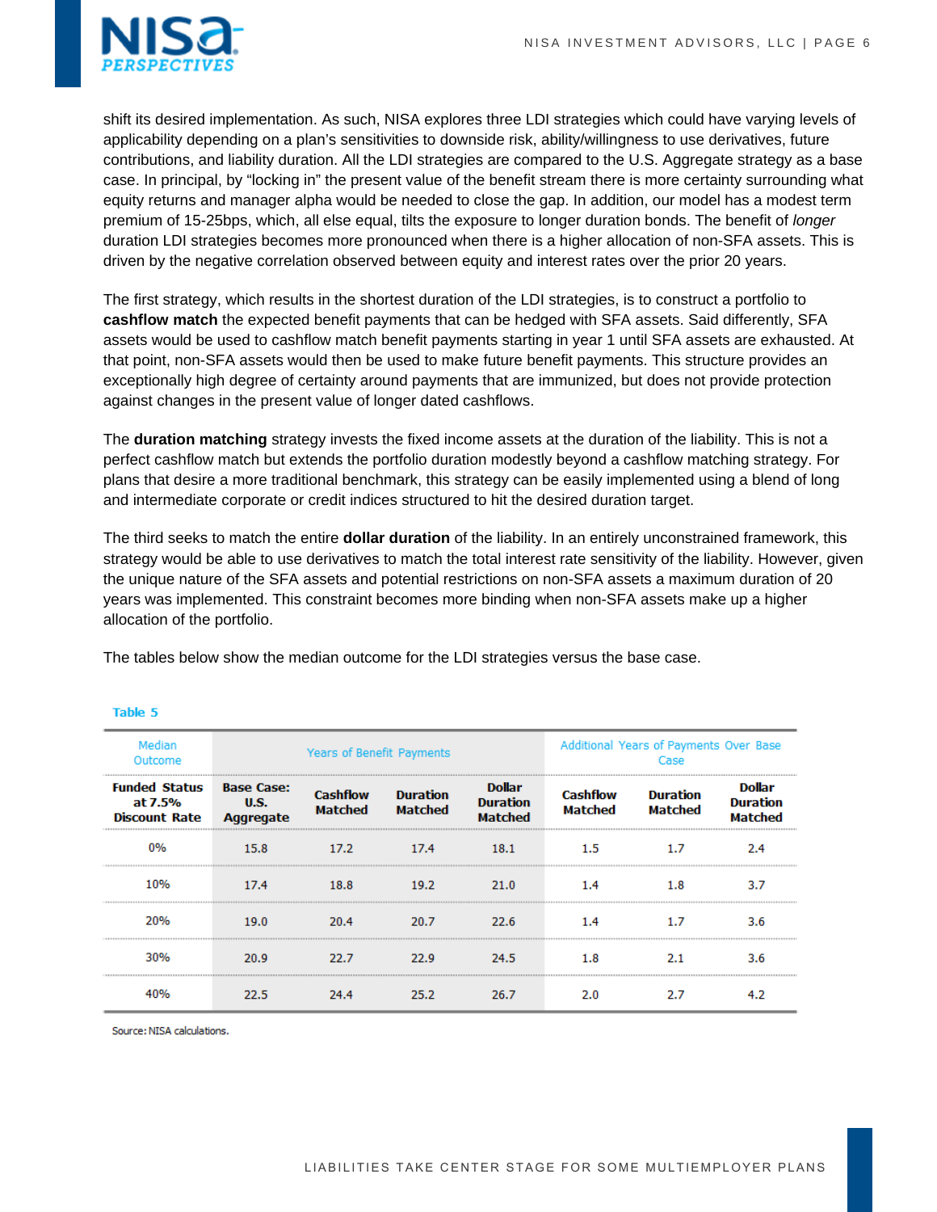shift its desired implementation. As such, NISA explores three LDI strategies which could have varying levels of applicability depending on a plan's sensitivities to downside risk, ability/willingness to use derivatives, future contributions, and liability duration. All the LDI strategies are compared to the U.S. Aggregate strategy as a base case. In principal, by "locking in" the present value of the benefit stream there is more certainty surrounding what equity returns and manager alpha would be needed to close the gap. In addition, our model has a modest term premium of 15-25bps, which, all else equal, tilts the exposure to longer duration bonds. The benefit of *longer* duration LDI strategies becomes more pronounced when there is a higher allocation of non-SFA assets. This is driven by the negative correlation observed between equity and interest rates over the prior 20 years.

The first strategy, which results in the shortest duration of the LDI strategies, is to construct a portfolio to **cashflow match** the expected benefit payments that can be hedged with SFA assets. Said differently, SFA assets would be used to cashflow match benefit payments starting in year 1 until SFA assets are exhausted. At that point, non-SFA assets would then be used to make future benefit payments. This structure provides an exceptionally high degree of certainty around payments that are immunized, but does not provide protection against changes in the present value of longer dated cashflows.

The **duration matching** strategy invests the fixed income assets at the duration of the liability. This is not a perfect cashflow match but extends the portfolio duration modestly beyond a cashflow matching strategy. For plans that desire a more traditional benchmark, this strategy can be easily implemented using a blend of long and intermediate corporate or credit indices structured to hit the desired duration target.

The third seeks to match the entire **dollar duration** of the liability. In an entirely unconstrained framework, this strategy would be able to use derivatives to match the total interest rate sensitivity of the liability. However, given the unique nature of the SFA assets and potential restrictions on non-SFA assets a maximum duration of 20 years was implemented. This constraint becomes more binding when non-SFA assets make up a higher allocation of the portfolio.

The tables below show the median outcome for the LDI strategies versus the base case.

Table 5

| Median Outcome | Years of Benefit Payments | | | | Additional Years of Payments Over Base Case | | |
|---|---|---|---|---|---|---|---|
| Funded Status at 7.5% Discount Rate | Base Case: U.S. Aggregate | Cashflow Matched | Duration Matched | Dollar Duration Matched | Cashflow Matched | Duration Matched | Dollar Duration Matched |
| 0% | 15.8 | 17.2 | 17.4 | 18.1 | 1.5 | 1.7 | 2.4 |
| 10% | 17.4 | 18.8 | 19.2 | 21.0 | 1.4 | 1.8 | 3.7 |
| 20% | 19.0 | 20.4 | 20.7 | 22.6 | 1.4 | 1.7 | 3.6 |
| 30% | 20.9 | 22.7 | 22.9 | 24.5 | 1.8 | 2.1 | 3.6 |
| 40% | 22.5 | 24.4 | 25.2 | 26.7 | 2.0 | 2.7 | 4.2 |

Source: NISA calculations.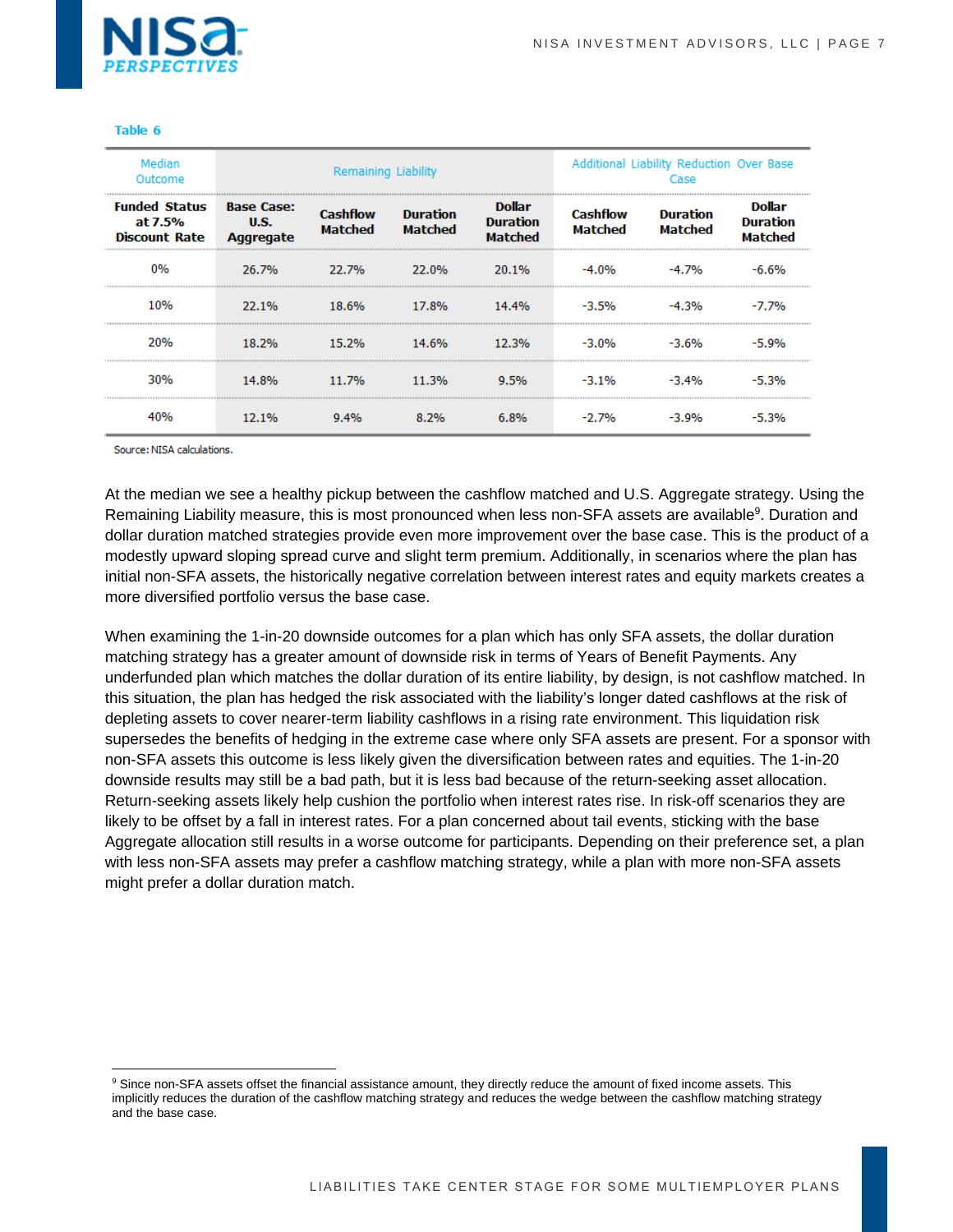Table 6

| Median Outcome | Remaining Liability | | | | Additional Liability Reduction Over Base Case | | |
|---|---|---|---|---|---|---|---|
| **Funded Status at 7.5% Discount Rate** | **Base Case: U.S. Aggregate** | **Cashflow Matched** | **Duration Matched** | **Dollar Duration Matched** | **Cashflow Matched** | **Duration Matched** | **Dollar Duration Matched** |
| 0% | 26.7% | 22.7% | 22.0% | 20.1% | -4.0% | -4.7% | -6.6% |
| 10% | 22.1% | 18.6% | 17.8% | 14.4% | -3.5% | -4.3% | -7.7% |
| 20% | 18.2% | 15.2% | 14.6% | 12.3% | -3.0% | -3.6% | -5.9% |
| 30% | 14.8% | 11.7% | 11.3% | 9.5% | -3.1% | -3.4% | -5.3% |
| 40% | 12.1% | 9.4% | 8.2% | 6.8% | -2.7% | -3.9% | -5.3% |

Source: NISA calculations.

At the median we see a healthy pickup between the cashflow matched and U.S. Aggregate strategy. Using the Remaining Liability measure, this is most pronounced when less non-SFA assets are available[9]. Duration and dollar duration matched strategies provide even more improvement over the base case. This is the product of a modestly upward sloping spread curve and slight term premium. Additionally, in scenarios where the plan has initial non-SFA assets, the historically negative correlation between interest rates and equity markets creates a more diversified portfolio versus the base case.

When examining the 1-in-20 downside outcomes for a plan which has only SFA assets, the dollar duration matching strategy has a greater amount of downside risk in terms of Years of Benefit Payments. Any underfunded plan which matches the dollar duration of its entire liability, by design, is not cashflow matched. In this situation, the plan has hedged the risk associated with the liability's longer dated cashflows at the risk of depleting assets to cover nearer-term liability cashflows in a rising rate environment. This liquidation risk supersedes the benefits of hedging in the extreme case where only SFA assets are present. For a sponsor with non-SFA assets this outcome is less likely given the diversification between rates and equities. The 1-in-20 downside results may still be a bad path, but it is less bad because of the return-seeking asset allocation. Return-seeking assets likely help cushion the portfolio when interest rates rise. In risk-off scenarios they are likely to be offset by a fall in interest rates. For a plan concerned about tail events, sticking with the base Aggregate allocation still results in a worse outcome for participants. Depending on their preference set, a plan with less non-SFA assets may prefer a cashflow matching strategy, while a plan with more non-SFA assets might prefer a dollar duration match.

[9] Since non-SFA assets offset the financial assistance amount, they directly reduce the amount of fixed income assets. This implicitly reduces the duration of the cashflow matching strategy and reduces the wedge between the cashflow matching strategy and the base case.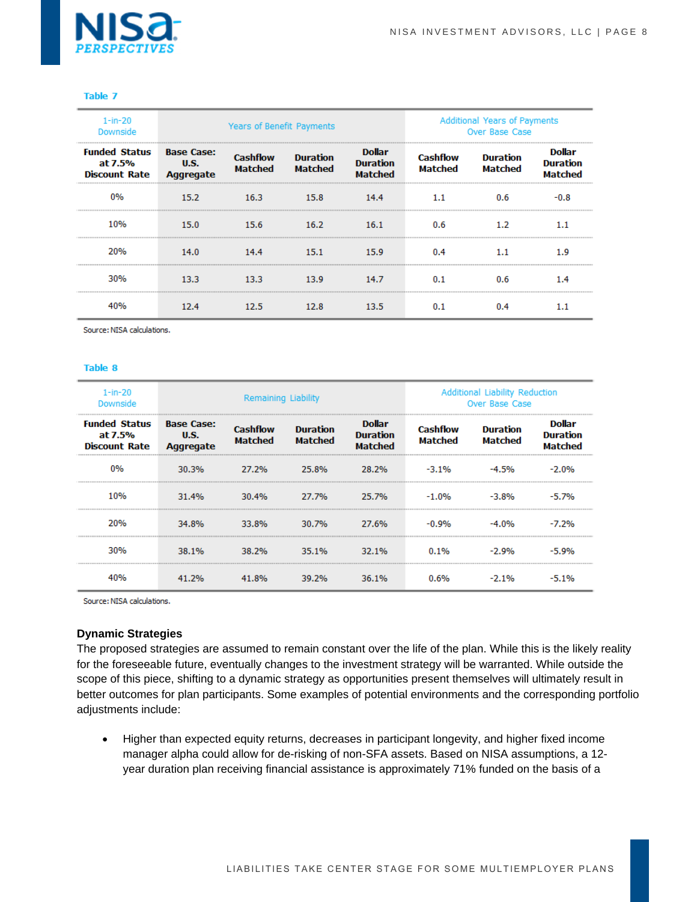**Table 7**

| 1-in-20 Downside | Years of Benefit Payments | | | | Additional Years of Payments Over Base Case | | |
|---|---|---|---|---|---|---|---|
| **Funded Status at 7.5% Discount Rate** | **Base Case: U.S. Aggregate** | **Cashflow Matched** | **Duration Matched** | **Dollar Duration Matched** | **Cashflow Matched** | **Duration Matched** | **Dollar Duration Matched** |
| 0% | 15.2 | 16.3 | 15.8 | 14.4 | 1.1 | 0.6 | -0.8 |
| 10% | 15.0 | 15.6 | 16.2 | 16.1 | 0.6 | 1.2 | 1.1 |
| 20% | 14.0 | 14.4 | 15.1 | 15.9 | 0.4 | 1.1 | 1.9 |
| 30% | 13.3 | 13.3 | 13.9 | 14.7 | 0.1 | 0.6 | 1.4 |
| 40% | 12.4 | 12.5 | 12.8 | 13.5 | 0.1 | 0.4 | 1.1 |

Source: NISA calculations.

**Table 8**

| 1-in-20 Downside | Remaining Liability | | | | Additional Liability Reduction Over Base Case | | |
|---|---|---|---|---|---|---|---|
| **Funded Status at 7.5% Discount Rate** | **Base Case: U.S. Aggregate** | **Cashflow Matched** | **Duration Matched** | **Dollar Duration Matched** | **Cashflow Matched** | **Duration Matched** | **Dollar Duration Matched** |
| 0% | 30.3% | 27.2% | 25.8% | 28.2% | -3.1% | -4.5% | -2.0% |
| 10% | 31.4% | 30.4% | 27.7% | 25.7% | -1.0% | -3.8% | -5.7% |
| 20% | 34.8% | 33.8% | 30.7% | 27.6% | -0.9% | -4.0% | -7.2% |
| 30% | 38.1% | 38.2% | 35.1% | 32.1% | 0.1% | -2.9% | -5.9% |
| 40% | 41.2% | 41.8% | 39.2% | 36.1% | 0.6% | -2.1% | -5.1% |

Source: NISA calculations.

**Dynamic Strategies**

The proposed strategies are assumed to remain constant over the life of the plan. While this is the likely reality for the foreseeable future, eventually changes to the investment strategy will be warranted. While outside the scope of this piece, shifting to a dynamic strategy as opportunities present themselves will ultimately result in better outcomes for plan participants. Some examples of potential environments and the corresponding portfolio adjustments include:

- Higher than expected equity returns, decreases in participant longevity, and higher fixed income manager alpha could allow for de-risking of non-SFA assets. Based on NISA assumptions, a 12-year duration plan receiving financial assistance is approximately 71% funded on the basis of a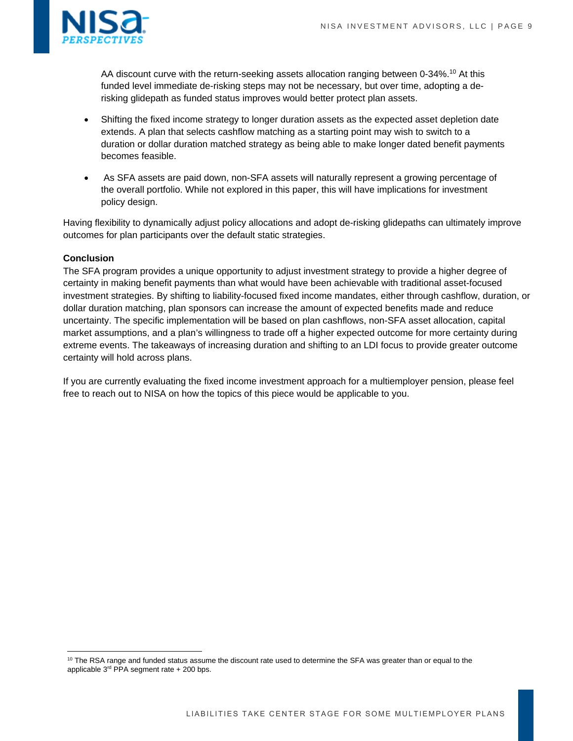AA discount curve with the return-seeking assets allocation ranging between 0-34%.[10] At this funded level immediate de-risking steps may not be necessary, but over time, adopting a de-risking glidepath as funded status improves would better protect plan assets.

- Shifting the fixed income strategy to longer duration assets as the expected asset depletion date extends. A plan that selects cashflow matching as a starting point may wish to switch to a duration or dollar duration matched strategy as being able to make longer dated benefit payments becomes feasible.

- As SFA assets are paid down, non-SFA assets will naturally represent a growing percentage of the overall portfolio. While not explored in this paper, this will have implications for investment policy design.

Having flexibility to dynamically adjust policy allocations and adopt de-risking glidepaths can ultimately improve outcomes for plan participants over the default static strategies.

**Conclusion**

The SFA program provides a unique opportunity to adjust investment strategy to provide a higher degree of certainty in making benefit payments than what would have been achievable with traditional asset-focused investment strategies. By shifting to liability-focused fixed income mandates, either through cashflow, duration, or dollar duration matching, plan sponsors can increase the amount of expected benefits made and reduce uncertainty. The specific implementation will be based on plan cashflows, non-SFA asset allocation, capital market assumptions, and a plan's willingness to trade off a higher expected outcome for more certainty during extreme events. The takeaways of increasing duration and shifting to an LDI focus to provide greater outcome certainty will hold across plans.

If you are currently evaluating the fixed income investment approach for a multiemployer pension, please feel free to reach out to NISA on how the topics of this piece would be applicable to you.

---

[10] The RSA range and funded status assume the discount rate used to determine the SFA was greater than or equal to the applicable 3rd PPA segment rate + 200 bps.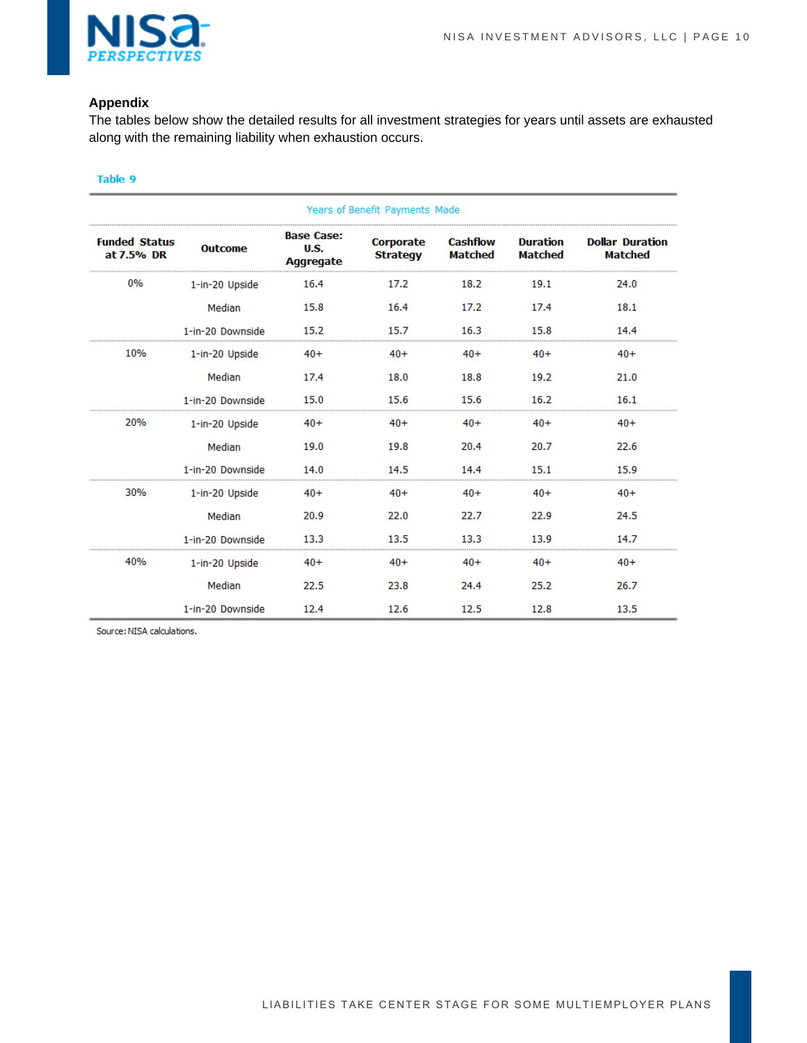## Appendix

The tables below show the detailed results for all investment strategies for years until assets are exhausted along with the remaining liability when exhaustion occurs.

**Table 9**

| | | Years of Benefit Payments Made | | | | |
|---|---|---|---|---|---|---|
| **Funded Status at 7.5% DR** | **Outcome** | **Base Case: U.S. Aggregate** | **Corporate Strategy** | **Cashflow Matched** | **Duration Matched** | **Dollar Duration Matched** |
| 0% | 1-in-20 Upside | 16.4 | 17.2 | 18.2 | 19.1 | 24.0 |
| | Median | 15.8 | 16.4 | 17.2 | 17.4 | 18.1 |
| | 1-in-20 Downside | 15.2 | 15.7 | 16.3 | 15.8 | 14.4 |
| 10% | 1-in-20 Upside | 40+ | 40+ | 40+ | 40+ | 40+ |
| | Median | 17.4 | 18.0 | 18.8 | 19.2 | 21.0 |
| | 1-in-20 Downside | 15.0 | 15.6 | 15.6 | 16.2 | 16.1 |
| 20% | 1-in-20 Upside | 40+ | 40+ | 40+ | 40+ | 40+ |
| | Median | 19.0 | 19.8 | 20.4 | 20.7 | 22.6 |
| | 1-in-20 Downside | 14.0 | 14.5 | 14.4 | 15.1 | 15.9 |
| 30% | 1-in-20 Upside | 40+ | 40+ | 40+ | 40+ | 40+ |
| | Median | 20.9 | 22.0 | 22.7 | 22.9 | 24.5 |
| | 1-in-20 Downside | 13.3 | 13.5 | 13.3 | 13.9 | 14.7 |
| 40% | 1-in-20 Upside | 40+ | 40+ | 40+ | 40+ | 40+ |
| | Median | 22.5 | 23.8 | 24.4 | 25.2 | 26.7 |
| | 1-in-20 Downside | 12.4 | 12.6 | 12.5 | 12.8 | 13.5 |

Source: NISA calculations.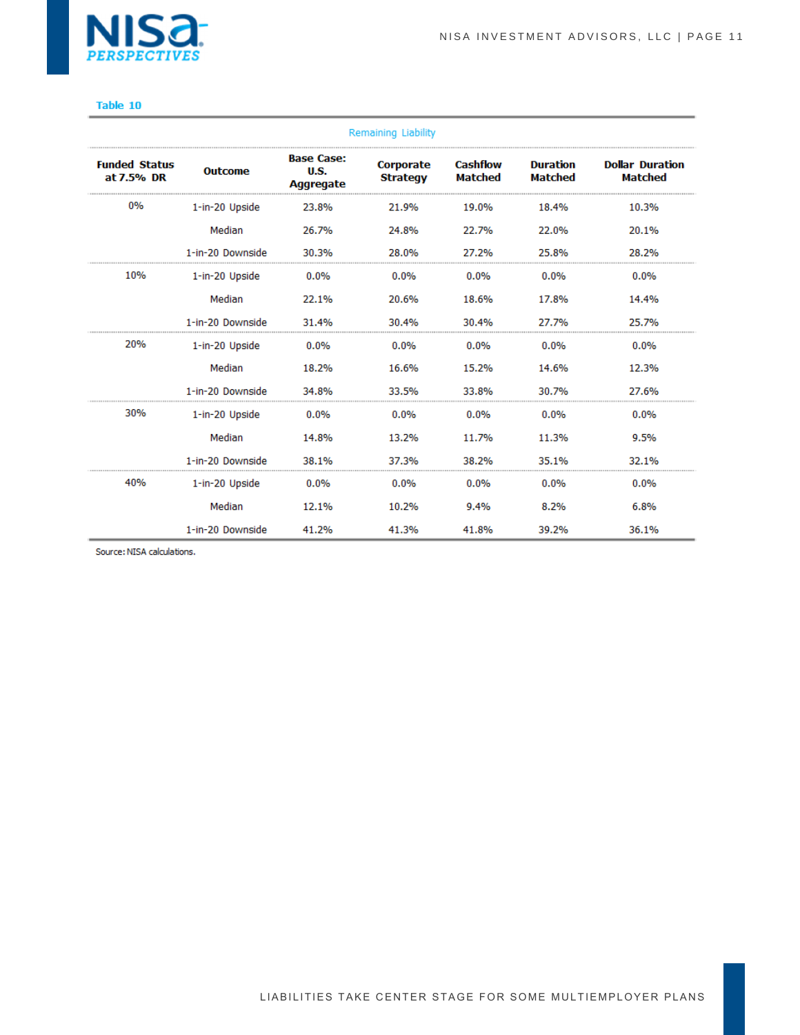Table 10

| Remaining Liability | | | | | | |
|---|---|---|---|---|---|---|
| **Funded Status at 7.5% DR** | **Outcome** | **Base Case: U.S. Aggregate** | **Corporate Strategy** | **Cashflow Matched** | **Duration Matched** | **Dollar Duration Matched** |
| 0% | 1-in-20 Upside | 23.8% | 21.9% | 19.0% | 18.4% | 10.3% |
| | Median | 26.7% | 24.8% | 22.7% | 22.0% | 20.1% |
| | 1-in-20 Downside | 30.3% | 28.0% | 27.2% | 25.8% | 28.2% |
| 10% | 1-in-20 Upside | 0.0% | 0.0% | 0.0% | 0.0% | 0.0% |
| | Median | 22.1% | 20.6% | 18.6% | 17.8% | 14.4% |
| | 1-in-20 Downside | 31.4% | 30.4% | 30.4% | 27.7% | 25.7% |
| 20% | 1-in-20 Upside | 0.0% | 0.0% | 0.0% | 0.0% | 0.0% |
| | Median | 18.2% | 16.6% | 15.2% | 14.6% | 12.3% |
| | 1-in-20 Downside | 34.8% | 33.5% | 33.8% | 30.7% | 27.6% |
| 30% | 1-in-20 Upside | 0.0% | 0.0% | 0.0% | 0.0% | 0.0% |
| | Median | 14.8% | 13.2% | 11.7% | 11.3% | 9.5% |
| | 1-in-20 Downside | 38.1% | 37.3% | 38.2% | 35.1% | 32.1% |
| 40% | 1-in-20 Upside | 0.0% | 0.0% | 0.0% | 0.0% | 0.0% |
| | Median | 12.1% | 10.2% | 9.4% | 8.2% | 6.8% |
| | 1-in-20 Downside | 41.2% | 41.3% | 41.8% | 39.2% | 36.1% |

Source: NISA calculations.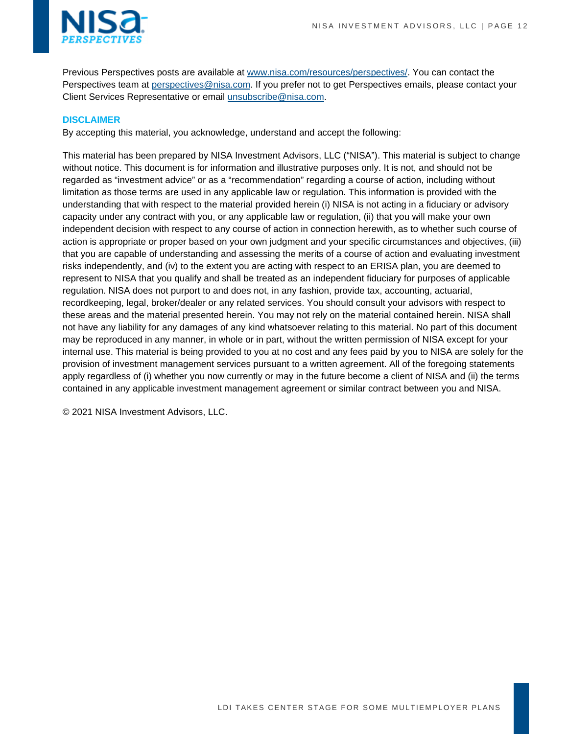Previous Perspectives posts are available at www.nisa.com/resources/perspectives/. You can contact the Perspectives team at perspectives@nisa.com. If you prefer not to get Perspectives emails, please contact your Client Services Representative or email unsubscribe@nisa.com.

**DISCLAIMER**

By accepting this material, you acknowledge, understand and accept the following:

This material has been prepared by NISA Investment Advisors, LLC ("NISA"). This material is subject to change without notice. This document is for information and illustrative purposes only. It is not, and should not be regarded as "investment advice" or as a "recommendation" regarding a course of action, including without limitation as those terms are used in any applicable law or regulation. This information is provided with the understanding that with respect to the material provided herein (i) NISA is not acting in a fiduciary or advisory capacity under any contract with you, or any applicable law or regulation, (ii) that you will make your own independent decision with respect to any course of action in connection herewith, as to whether such course of action is appropriate or proper based on your own judgment and your specific circumstances and objectives, (iii) that you are capable of understanding and assessing the merits of a course of action and evaluating investment risks independently, and (iv) to the extent you are acting with respect to an ERISA plan, you are deemed to represent to NISA that you qualify and shall be treated as an independent fiduciary for purposes of applicable regulation. NISA does not purport to and does not, in any fashion, provide tax, accounting, actuarial, recordkeeping, legal, broker/dealer or any related services. You should consult your advisors with respect to these areas and the material presented herein. You may not rely on the material contained herein. NISA shall not have any liability for any damages of any kind whatsoever relating to this material. No part of this document may be reproduced in any manner, in whole or in part, without the written permission of NISA except for your internal use. This material is being provided to you at no cost and any fees paid by you to NISA are solely for the provision of investment management services pursuant to a written agreement. All of the foregoing statements apply regardless of (i) whether you now currently or may in the future become a client of NISA and (ii) the terms contained in any applicable investment management agreement or similar contract between you and NISA.

© 2021 NISA Investment Advisors, LLC.